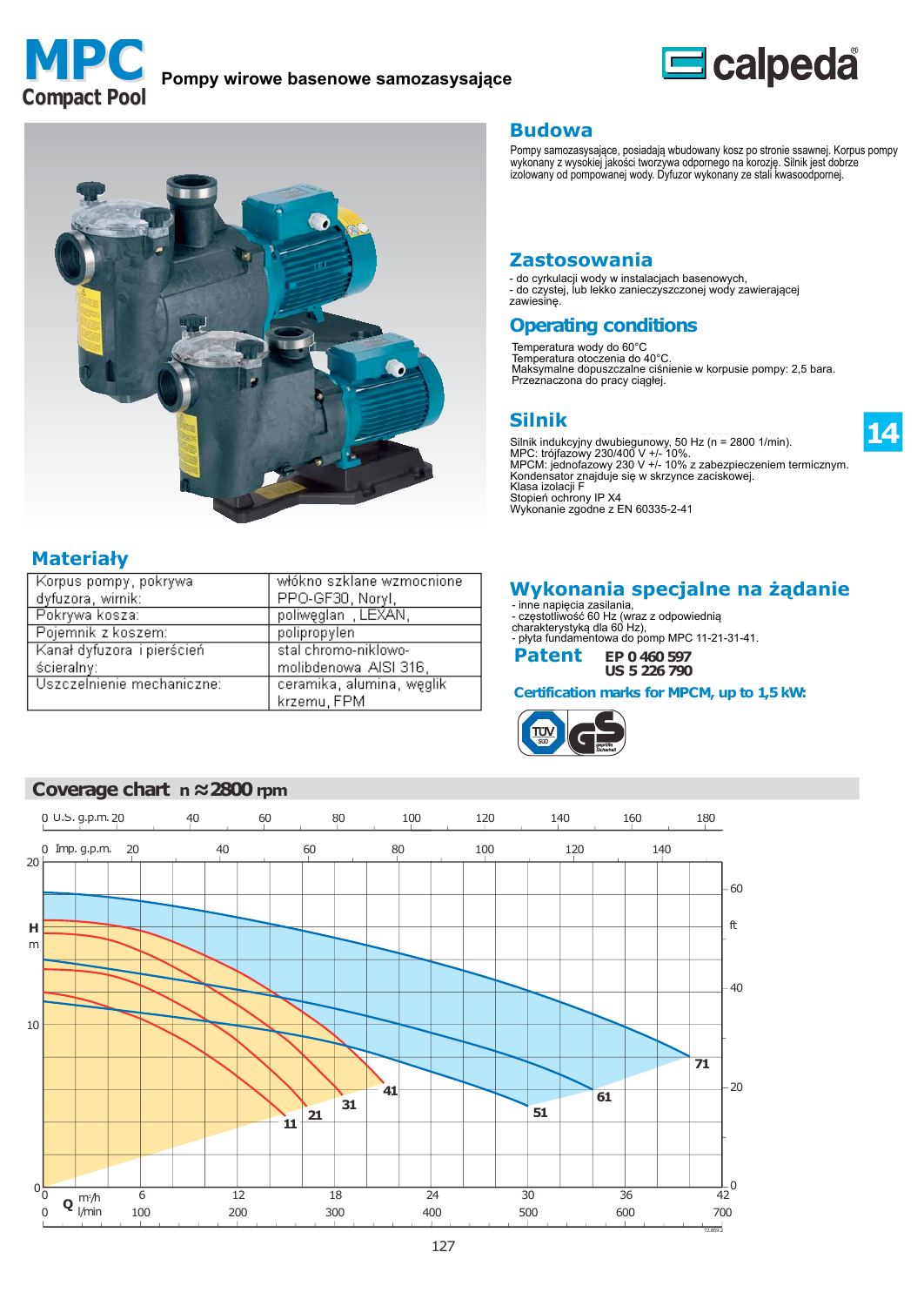# MPC Compact Pool

**Pompy wirowe basenowe samozasysające**

calpeda

## Budowa

Pompy samozasysające, posiadają wbudowany kosz po stronie ssawnej. Korpus pompy wykonany z wysokiej jakości tworzywa odpornego na korozję. Silnik jest dobrze izolowany od pompowanej wody. Dyfuzor wykonany ze stali kwasoodpornej.

## Zastosowania

- do cyrkulacji wody w instalacjach basenowych,
- do czystej, lub lekko zanieczyszczonej wody zawierającej zawiesinę.

## Operating conditions

Temperatura wody do 60°C
Temperatura otoczenia do 40°C.
Maksymalne dopuszczalne ciśnienie w korpusie pompy: 2,5 bara.
Przeznaczona do pracy ciągłej.

## Silnik

Silnik indukcyjny dwubiegunowy, 50 Hz (n = 2800 1/min).
MPC: trójfazowy 230/400 V +/- 10%.
MPCM: jednofazowy 230 V +/- 10% z zabezpieczeniem termicznym.
Kondensator znajduje się w skrzynce zaciskowej.
Klasa izolacji F
Stopień ochrony IP X4
Wykonanie zgodne z EN 60335-2-41

## Materiały

| | |
|---|---|
| Korpus pompy, pokrywa dyfuzora, wirnik: | włókno szklane wzmocnione PPO-GF30, Noryl, |
| Pokrywa kosza: | poliwęglan , LEXAN, |
| Pojemnik z koszem: | polipropylen |
| Kanał dyfuzora i pierścień ścieralny: | stal chromo-niklowo-molibdenowa AISI 316, |
| Uszczelnienie mechaniczne: | ceramika, alumina, węglik krzemu, FPM |

## Wykonania specjalne na żądanie

- inne napięcia zasilania,
- częstotliwość 60 Hz (wraz z odpowiednią charakterystyką dla 60 Hz),
- płyta fundamentowa do pomp MPC 11-21-31-41.

## Patent

EP 0 460 597
US 5 226 790

**Certification marks for MPCM, up to 1,5 kW:**

TÜV SÜD, GS geprüfte Sicherheit

## Coverage chart n ≈ 2800 rpm

Curves: 11, 21, 31, 41, 51, 61, 71

H (m): 0–20; H (ft): 0–60
Q (m³/h): 0, 6, 12, 18, 24, 30, 36, 42
Q (l/min): 0, 100, 200, 300, 400, 500, 600, 700
U.S. g.p.m.: 0–180
Imp. g.p.m.: 0–140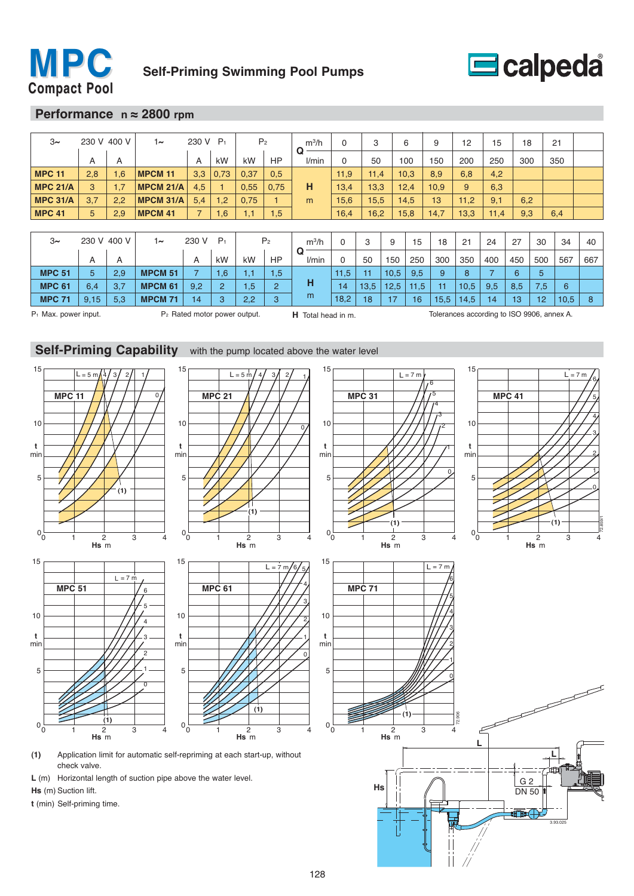# MPC Compact Pool

## Self-Priming Swimming Pool Pumps

calpeda

## Performance n ≈ 2800 rpm

| 3~ | 230 V | 400 V | 1~ | 230 V | $P_1$ | $P_2$ | | Q | m³/h | 0 | 3 | 6 | 9 | 12 | 15 | 18 | 21 |
|---|---|---|---|---|---|---|---|---|---|---|---|---|---|---|---|---|---|
| | A | A | | A | kW | kW | HP | | l/min | 0 | 50 | 100 | 150 | 200 | 250 | 300 | 350 |
| **MPC 11** | 2,8 | 1,6 | **MPCM 11** | 3,3 | 0,73 | 0,37 | 0,5 | **H** | | 11,9 | 11,4 | 10,3 | 8,9 | 6,8 | 4,2 | | |
| **MPC 21/A** | 3 | 1,7 | **MPCM 21/A** | 4,5 | 1 | 0,55 | 0,75 | m | | 13,4 | 13,3 | 12,4 | 10,9 | 9 | 6,3 | | |
| **MPC 31/A** | 3,7 | 2,2 | **MPCM 31/A** | 5,4 | 1,2 | 0,75 | 1 | | | 15,6 | 15,5 | 14,5 | 13 | 11,2 | 9,1 | 6,2 | |
| **MPC 41** | 5 | 2,9 | **MPCM 41** | 7 | 1,6 | 1,1 | 1,5 | | | 16,4 | 16,2 | 15,8 | 14,7 | 13,3 | 11,4 | 9,3 | 6,4 |

| 3~ | 230 V | 400 V | 1~ | 230 V | $P_1$ | $P_2$ | | Q | m³/h | 0 | 3 | 9 | 15 | 18 | 21 | 24 | 27 | 30 | 34 | 40 |
|---|---|---|---|---|---|---|---|---|---|---|---|---|---|---|---|---|---|---|---|---|
| | A | A | | A | kW | kW | HP | | l/min | 0 | 50 | 150 | 250 | 300 | 350 | 400 | 450 | 500 | 567 | 667 |
| **MPC 51** | 5 | 2,9 | **MPCM 51** | 7 | 1,6 | 1,1 | 1,5 | **H** | | 11,5 | 11 | 10,5 | 9,5 | 9 | 8 | 7 | 6 | 5 | | |
| **MPC 61** | 6,4 | 3,7 | **MPCM 61** | 9,2 | 2 | 1,5 | 2 | m | | 14 | 13,5 | 12,5 | 11,5 | 11 | 10,5 | 9,5 | 8,5 | 7,5 | 6 | |
| **MPC 71** | 9,15 | 5,3 | **MPCM 71** | 14 | 3 | 2,2 | 3 | | | 18,2 | 18 | 17 | 16 | 15,5 | 14,5 | 14 | 13 | 12 | 10,5 | 8 |

$P_1$ Max. power input. $P_2$ Rated motor power output. **H** Total head in m. Tolerances according to ISO 9906, annex A.

## Self-Priming Capability with the pump located above the water level

**(1)** Application limit for automatic self-repriming at each start-up, without check valve.

**L** (m) Horizontal length of suction pipe above the water level.

**Hs** (m) Suction lift.

**t** (min) Self-priming time.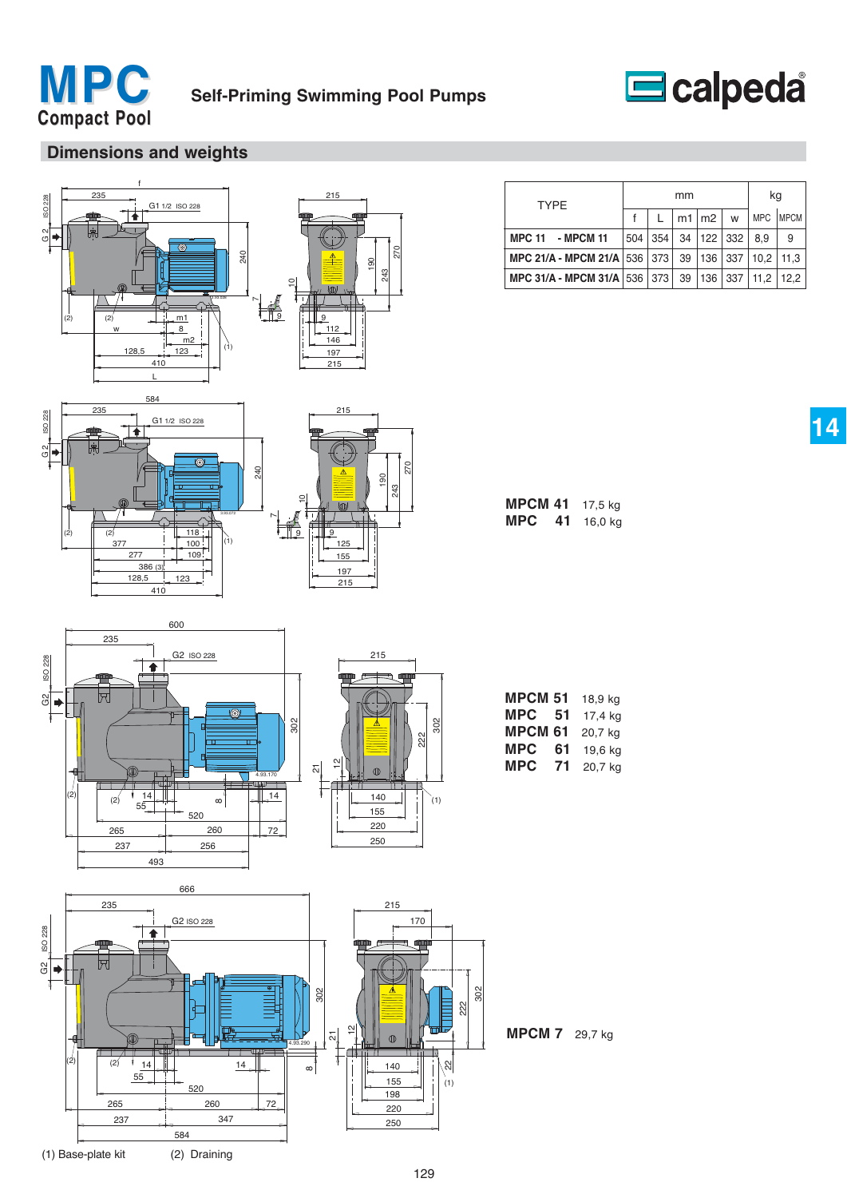# MPC Compact Pool

## Self-Priming Swimming Pool Pumps

## Dimensions and weights

| TYPE | mm | | | | | kg | |
|---|---|---|---|---|---|---|---|
| | f | L | m1 | m2 | w | MPC | MPCM |
| MPC 11 - MPCM 11 | 504 | 354 | 34 | 122 | 332 | 8,9 | 9 |
| MPC 21/A - MPCM 21/A | 536 | 373 | 39 | 136 | 337 | 10,2 | 11,3 |
| MPC 31/A - MPCM 31/A | 536 | 373 | 39 | 136 | 337 | 11,2 | 12,2 |

**MPCM 41** 17,5 kg
**MPC 41** 16,0 kg

**MPCM 51** 18,9 kg
**MPC 51** 17,4 kg
**MPCM 61** 20,7 kg
**MPC 61** 19,6 kg
**MPC 71** 20,7 kg

**MPCM 7** 29,7 kg

(1) Base-plate kit (2) Draining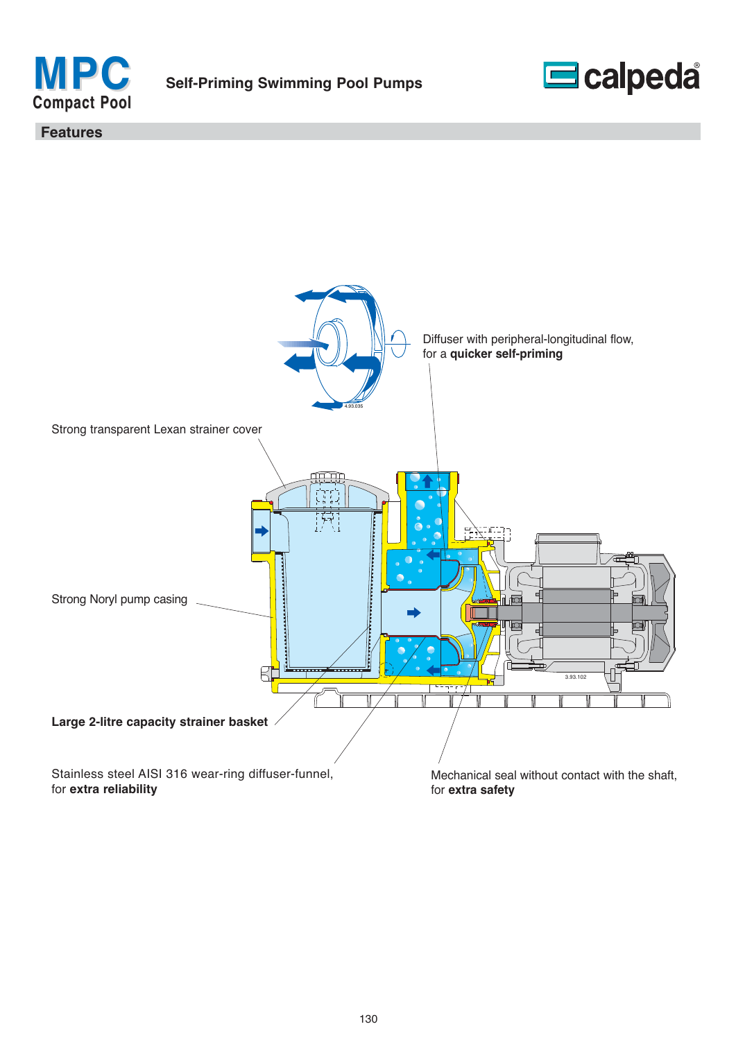# MPC Compact Pool

**Self-Priming Swimming Pool Pumps**

calpeda®

## Features

Diffuser with peripheral-longitudinal flow, for a **quicker self-priming**

4.93.035

Strong transparent Lexan strainer cover

Strong Noryl pump casing

3.93.102

**Large 2-litre capacity strainer basket**

Stainless steel AISI 316 wear-ring diffuser-funnel, for **extra reliability**

Mechanical seal without contact with the shaft, for **extra safety**